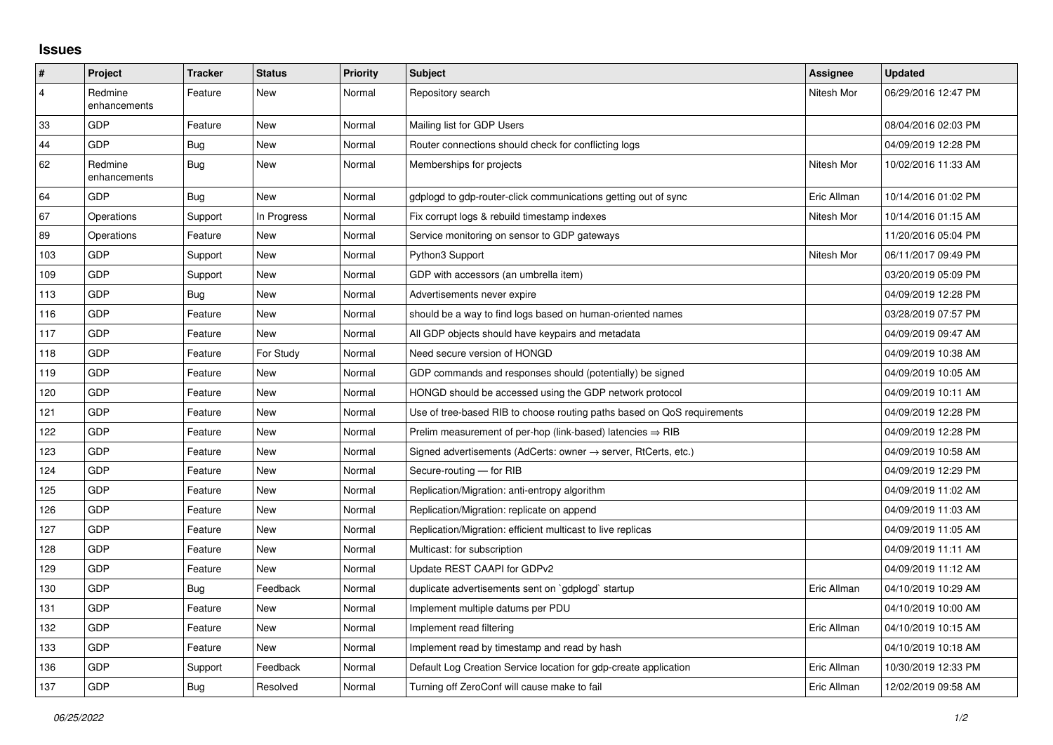# Issues

| # | Project | Tracker | Status | Priority | Subject | Assignee | Updated |
|---|---|---|---|---|---|---|---|
| 4 | Redmine enhancements | Feature | New | Normal | Repository search | Nitesh Mor | 06/29/2016 12:47 PM |
| 33 | GDP | Feature | New | Normal | Mailing list for GDP Users | | 08/04/2016 02:03 PM |
| 44 | GDP | Bug | New | Normal | Router connections should check for conflicting logs | | 04/09/2019 12:28 PM |
| 62 | Redmine enhancements | Bug | New | Normal | Memberships for projects | Nitesh Mor | 10/02/2016 11:33 AM |
| 64 | GDP | Bug | New | Normal | gdplogd to gdp-router-click communications getting out of sync | Eric Allman | 10/14/2016 01:02 PM |
| 67 | Operations | Support | In Progress | Normal | Fix corrupt logs & rebuild timestamp indexes | Nitesh Mor | 10/14/2016 01:15 AM |
| 89 | Operations | Feature | New | Normal | Service monitoring on sensor to GDP gateways | | 11/20/2016 05:04 PM |
| 103 | GDP | Support | New | Normal | Python3 Support | Nitesh Mor | 06/11/2017 09:49 PM |
| 109 | GDP | Support | New | Normal | GDP with accessors (an umbrella item) | | 03/20/2019 05:09 PM |
| 113 | GDP | Bug | New | Normal | Advertisements never expire | | 04/09/2019 12:28 PM |
| 116 | GDP | Feature | New | Normal | should be a way to find logs based on human-oriented names | | 03/28/2019 07:57 PM |
| 117 | GDP | Feature | New | Normal | All GDP objects should have keypairs and metadata | | 04/09/2019 09:47 AM |
| 118 | GDP | Feature | For Study | Normal | Need secure version of HONGD | | 04/09/2019 10:38 AM |
| 119 | GDP | Feature | New | Normal | GDP commands and responses should (potentially) be signed | | 04/09/2019 10:05 AM |
| 120 | GDP | Feature | New | Normal | HONGD should be accessed using the GDP network protocol | | 04/09/2019 10:11 AM |
| 121 | GDP | Feature | New | Normal | Use of tree-based RIB to choose routing paths based on QoS requirements | | 04/09/2019 12:28 PM |
| 122 | GDP | Feature | New | Normal | Prelim measurement of per-hop (link-based) latencies ⇒ RIB | | 04/09/2019 12:28 PM |
| 123 | GDP | Feature | New | Normal | Signed advertisements (AdCerts: owner → server, RtCerts, etc.) | | 04/09/2019 10:58 AM |
| 124 | GDP | Feature | New | Normal | Secure-routing — for RIB | | 04/09/2019 12:29 PM |
| 125 | GDP | Feature | New | Normal | Replication/Migration: anti-entropy algorithm | | 04/09/2019 11:02 AM |
| 126 | GDP | Feature | New | Normal | Replication/Migration: replicate on append | | 04/09/2019 11:03 AM |
| 127 | GDP | Feature | New | Normal | Replication/Migration: efficient multicast to live replicas | | 04/09/2019 11:05 AM |
| 128 | GDP | Feature | New | Normal | Multicast: for subscription | | 04/09/2019 11:11 AM |
| 129 | GDP | Feature | New | Normal | Update REST CAAPI for GDPv2 | | 04/09/2019 11:12 AM |
| 130 | GDP | Bug | Feedback | Normal | duplicate advertisements sent on `gdplogd` startup | Eric Allman | 04/10/2019 10:29 AM |
| 131 | GDP | Feature | New | Normal | Implement multiple datums per PDU | | 04/10/2019 10:00 AM |
| 132 | GDP | Feature | New | Normal | Implement read filtering | Eric Allman | 04/10/2019 10:15 AM |
| 133 | GDP | Feature | New | Normal | Implement read by timestamp and read by hash | | 04/10/2019 10:18 AM |
| 136 | GDP | Support | Feedback | Normal | Default Log Creation Service location for gdp-create application | Eric Allman | 10/30/2019 12:33 PM |
| 137 | GDP | Bug | Resolved | Normal | Turning off ZeroConf will cause make to fail | Eric Allman | 12/02/2019 09:58 AM |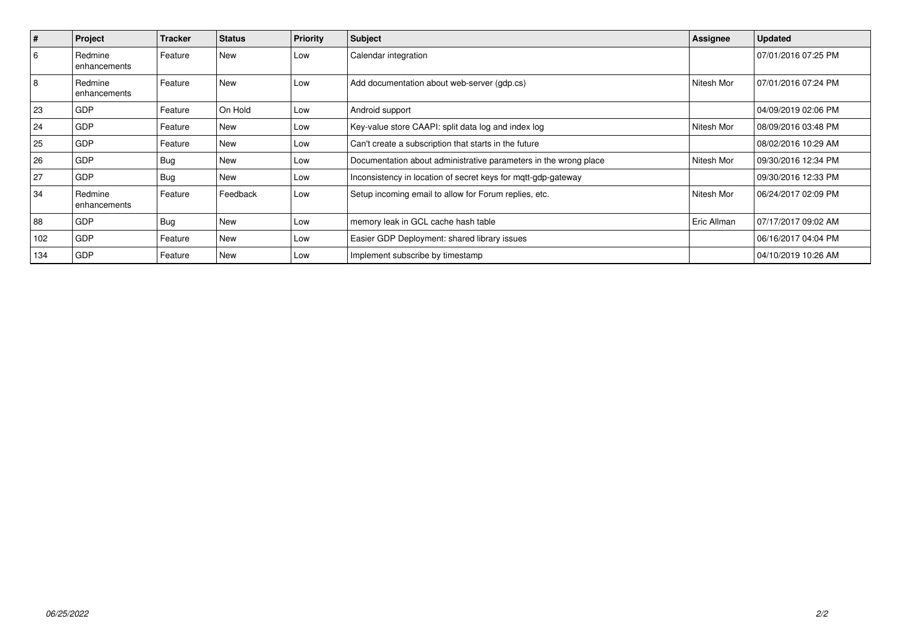| # | Project | Tracker | Status | Priority | Subject | Assignee | Updated |
|---|---|---|---|---|---|---|---|
| 6 | Redmine enhancements | Feature | New | Low | Calendar integration | | 07/01/2016 07:25 PM |
| 8 | Redmine enhancements | Feature | New | Low | Add documentation about web-server (gdp.cs) | Nitesh Mor | 07/01/2016 07:24 PM |
| 23 | GDP | Feature | On Hold | Low | Android support | | 04/09/2019 02:06 PM |
| 24 | GDP | Feature | New | Low | Key-value store CAAPI: split data log and index log | Nitesh Mor | 08/09/2016 03:48 PM |
| 25 | GDP | Feature | New | Low | Can't create a subscription that starts in the future | | 08/02/2016 10:29 AM |
| 26 | GDP | Bug | New | Low | Documentation about administrative parameters in the wrong place | Nitesh Mor | 09/30/2016 12:34 PM |
| 27 | GDP | Bug | New | Low | Inconsistency in location of secret keys for mqtt-gdp-gateway | | 09/30/2016 12:33 PM |
| 34 | Redmine enhancements | Feature | Feedback | Low | Setup incoming email to allow for Forum replies, etc. | Nitesh Mor | 06/24/2017 02:09 PM |
| 88 | GDP | Bug | New | Low | memory leak in GCL cache hash table | Eric Allman | 07/17/2017 09:02 AM |
| 102 | GDP | Feature | New | Low | Easier GDP Deployment: shared library issues | | 06/16/2017 04:04 PM |
| 134 | GDP | Feature | New | Low | Implement subscribe by timestamp | | 04/10/2019 10:26 AM |